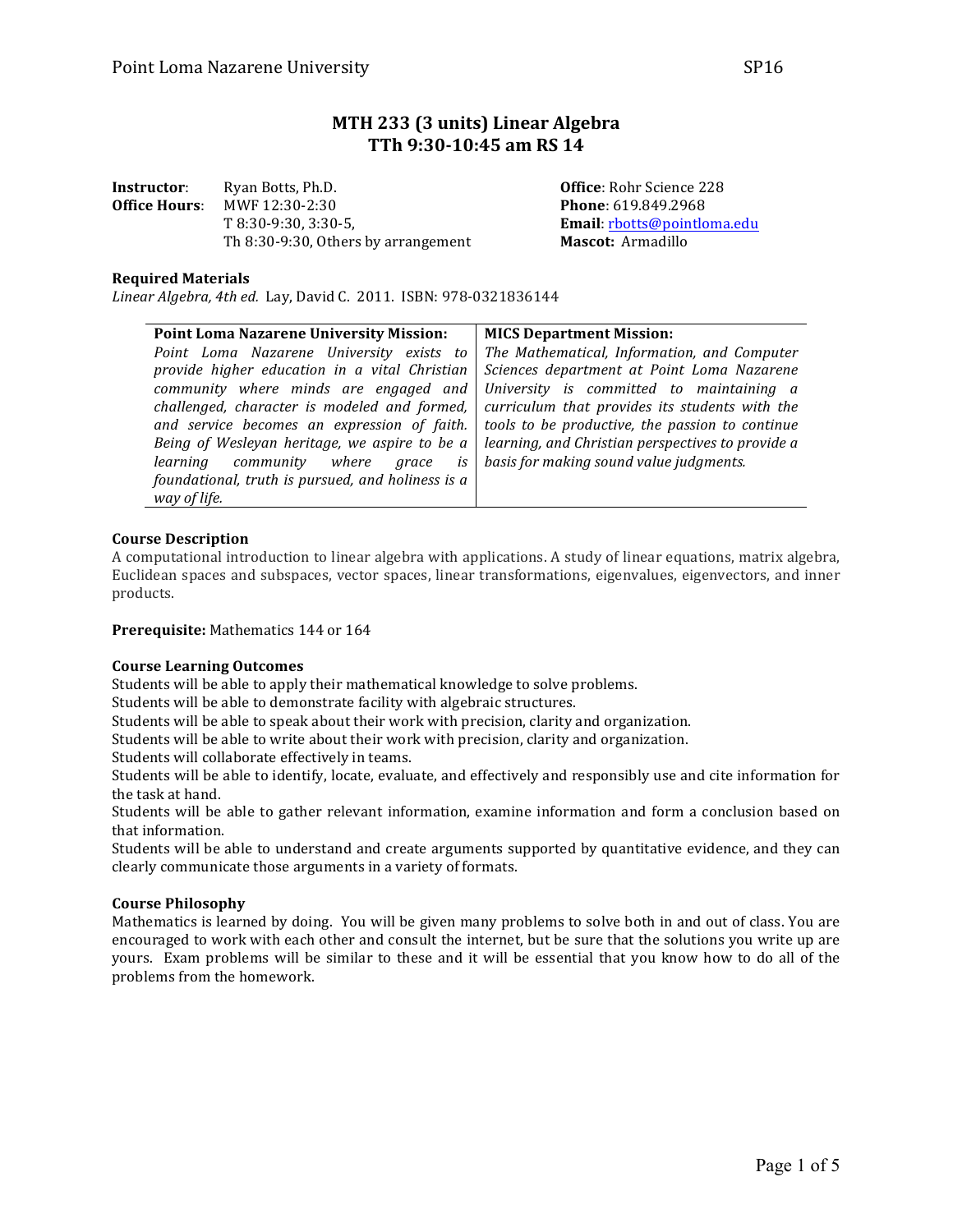# MTH 233 (3 units) Linear Algebra
## TTh 9:30-10:45 am RS 14

**Instructor**: Ryan Botts, Ph.D.
**Office Hours**: MWF 12:30-2:30
T 8:30-9:30, 3:30-5,
Th 8:30-9:30, Others by arrangement

**Office**: Rohr Science 228
**Phone**: 619.849.2968
**Email**: rbotts@pointloma.edu
**Mascot:** Armadillo

**Required Materials**
*Linear Algebra, 4th ed.* Lay, David C. 2011. ISBN: 978-0321836144

| **Point Loma Nazarene University Mission:** | **MICS Department Mission:** |
|---|---|
| *Point Loma Nazarene University exists to provide higher education in a vital Christian community where minds are engaged and challenged, character is modeled and formed, and service becomes an expression of faith. Being of Wesleyan heritage, we aspire to be a learning community where grace is foundational, truth is pursued, and holiness is a way of life.* | *The Mathematical, Information, and Computer Sciences department at Point Loma Nazarene University is committed to maintaining a curriculum that provides its students with the tools to be productive, the passion to continue learning, and Christian perspectives to provide a basis for making sound value judgments.* |

**Course Description**
A computational introduction to linear algebra with applications. A study of linear equations, matrix algebra, Euclidean spaces and subspaces, vector spaces, linear transformations, eigenvalues, eigenvectors, and inner products.

**Prerequisite:** Mathematics 144 or 164

**Course Learning Outcomes**
Students will be able to apply their mathematical knowledge to solve problems.
Students will be able to demonstrate facility with algebraic structures.
Students will be able to speak about their work with precision, clarity and organization.
Students will be able to write about their work with precision, clarity and organization.
Students will collaborate effectively in teams.
Students will be able to identify, locate, evaluate, and effectively and responsibly use and cite information for the task at hand.
Students will be able to gather relevant information, examine information and form a conclusion based on that information.
Students will be able to understand and create arguments supported by quantitative evidence, and they can clearly communicate those arguments in a variety of formats.

**Course Philosophy**
Mathematics is learned by doing. You will be given many problems to solve both in and out of class. You are encouraged to work with each other and consult the internet, but be sure that the solutions you write up are yours. Exam problems will be similar to these and it will be essential that you know how to do all of the problems from the homework.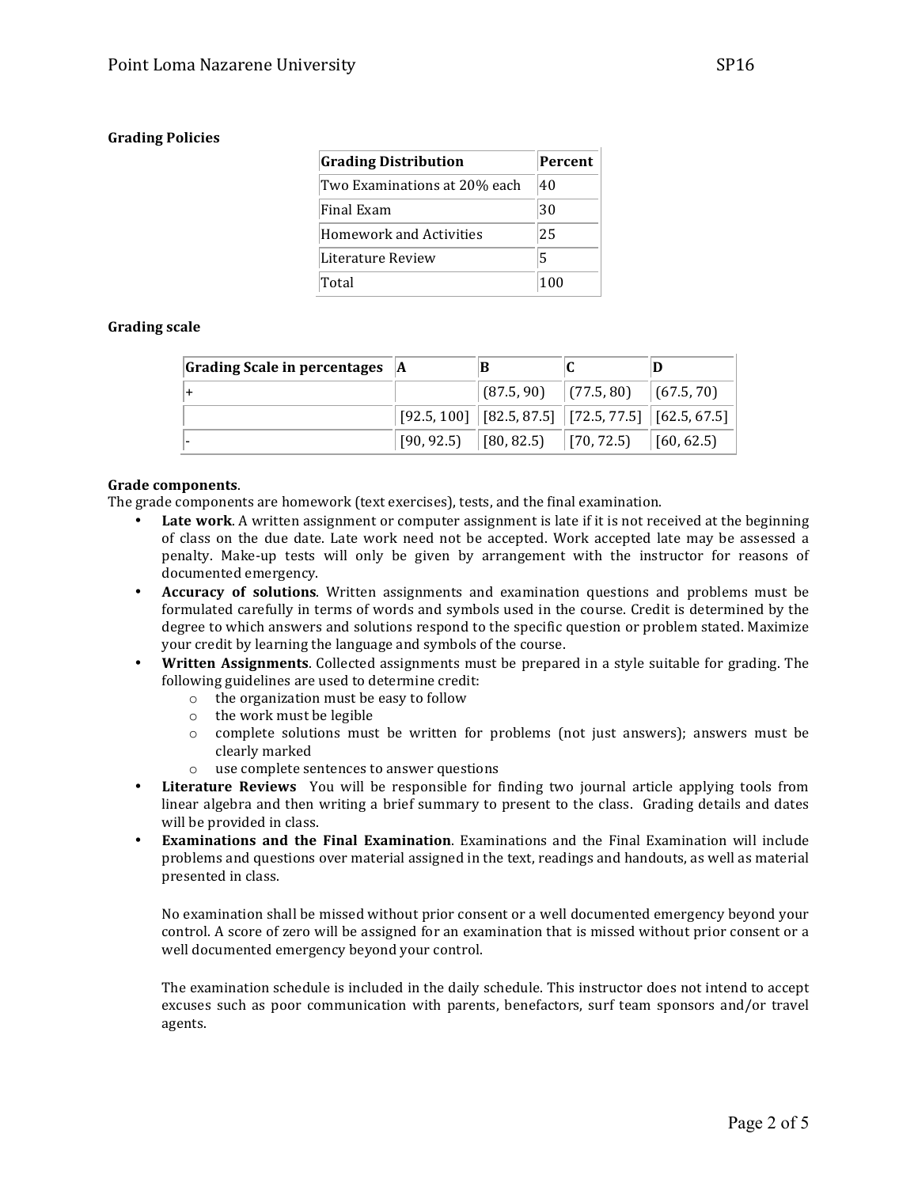**Grading Policies**

| Grading Distribution | Percent |
|---|---|
| Two Examinations at 20% each | 40 |
| Final Exam | 30 |
| Homework and Activities | 25 |
| Literature Review | 5 |
| Total | 100 |

**Grading scale**

| Grading Scale in percentages | A | B | C | D |
|---|---|---|---|---|
| + | | (87.5, 90) | (77.5, 80) | (67.5, 70) |
| | [92.5, 100] | [82.5, 87.5] | [72.5, 77.5] | [62.5, 67.5] |
| - | [90, 92.5) | [80, 82.5) | [70, 72.5) | [60, 62.5) |

**Grade components**.

The grade components are homework (text exercises), tests, and the final examination.

- **Late work**. A written assignment or computer assignment is late if it is not received at the beginning of class on the due date. Late work need not be accepted. Work accepted late may be assessed a penalty. Make-up tests will only be given by arrangement with the instructor for reasons of documented emergency.
- **Accuracy of solutions**. Written assignments and examination questions and problems must be formulated carefully in terms of words and symbols used in the course. Credit is determined by the degree to which answers and solutions respond to the specific question or problem stated. Maximize your credit by learning the language and symbols of the course.
- **Written Assignments**. Collected assignments must be prepared in a style suitable for grading. The following guidelines are used to determine credit:
    - the organization must be easy to follow
    - the work must be legible
    - complete solutions must be written for problems (not just answers); answers must be clearly marked
    - use complete sentences to answer questions
- **Literature Reviews** You will be responsible for finding two journal article applying tools from linear algebra and then writing a brief summary to present to the class. Grading details and dates will be provided in class.
- **Examinations and the Final Examination**. Examinations and the Final Examination will include problems and questions over material assigned in the text, readings and handouts, as well as material presented in class.

    No examination shall be missed without prior consent or a well documented emergency beyond your control. A score of zero will be assigned for an examination that is missed without prior consent or a well documented emergency beyond your control.

    The examination schedule is included in the daily schedule. This instructor does not intend to accept excuses such as poor communication with parents, benefactors, surf team sponsors and/or travel agents.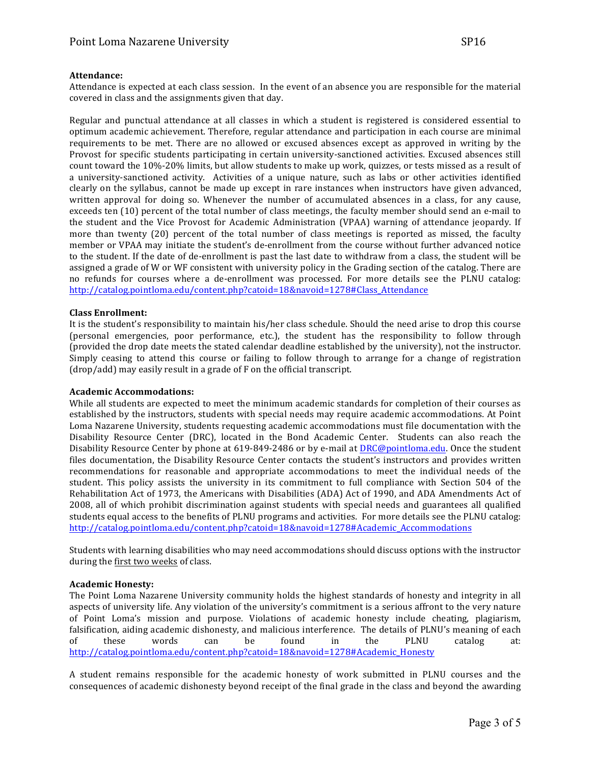**Attendance:**
Attendance is expected at each class session. In the event of an absence you are responsible for the material covered in class and the assignments given that day.

Regular and punctual attendance at all classes in which a student is registered is considered essential to optimum academic achievement. Therefore, regular attendance and participation in each course are minimal requirements to be met. There are no allowed or excused absences except as approved in writing by the Provost for specific students participating in certain university-sanctioned activities. Excused absences still count toward the 10%-20% limits, but allow students to make up work, quizzes, or tests missed as a result of a university-sanctioned activity. Activities of a unique nature, such as labs or other activities identified clearly on the syllabus, cannot be made up except in rare instances when instructors have given advanced, written approval for doing so. Whenever the number of accumulated absences in a class, for any cause, exceeds ten (10) percent of the total number of class meetings, the faculty member should send an e-mail to the student and the Vice Provost for Academic Administration (VPAA) warning of attendance jeopardy. If more than twenty (20) percent of the total number of class meetings is reported as missed, the faculty member or VPAA may initiate the student's de-enrollment from the course without further advanced notice to the student. If the date of de-enrollment is past the last date to withdraw from a class, the student will be assigned a grade of W or WF consistent with university policy in the Grading section of the catalog. There are no refunds for courses where a de-enrollment was processed. For more details see the PLNU catalog: http://catalog.pointloma.edu/content.php?catoid=18&navoid=1278#Class_Attendance

**Class Enrollment:**
It is the student's responsibility to maintain his/her class schedule. Should the need arise to drop this course (personal emergencies, poor performance, etc.), the student has the responsibility to follow through (provided the drop date meets the stated calendar deadline established by the university), not the instructor. Simply ceasing to attend this course or failing to follow through to arrange for a change of registration (drop/add) may easily result in a grade of F on the official transcript.

**Academic Accommodations:**
While all students are expected to meet the minimum academic standards for completion of their courses as established by the instructors, students with special needs may require academic accommodations. At Point Loma Nazarene University, students requesting academic accommodations must file documentation with the Disability Resource Center (DRC), located in the Bond Academic Center. Students can also reach the Disability Resource Center by phone at 619-849-2486 or by e-mail at DRC@pointloma.edu. Once the student files documentation, the Disability Resource Center contacts the student's instructors and provides written recommendations for reasonable and appropriate accommodations to meet the individual needs of the student. This policy assists the university in its commitment to full compliance with Section 504 of the Rehabilitation Act of 1973, the Americans with Disabilities (ADA) Act of 1990, and ADA Amendments Act of 2008, all of which prohibit discrimination against students with special needs and guarantees all qualified students equal access to the benefits of PLNU programs and activities. For more details see the PLNU catalog: http://catalog.pointloma.edu/content.php?catoid=18&navoid=1278#Academic_Accommodations

Students with learning disabilities who may need accommodations should discuss options with the instructor during the <u>first two weeks</u> of class.

**Academic Honesty:**
The Point Loma Nazarene University community holds the highest standards of honesty and integrity in all aspects of university life. Any violation of the university's commitment is a serious affront to the very nature of Point Loma's mission and purpose. Violations of academic honesty include cheating, plagiarism, falsification, aiding academic dishonesty, and malicious interference. The details of PLNU's meaning of each of these words can be found in the PLNU catalog at: http://catalog.pointloma.edu/content.php?catoid=18&navoid=1278#Academic_Honesty

A student remains responsible for the academic honesty of work submitted in PLNU courses and the consequences of academic dishonesty beyond receipt of the final grade in the class and beyond the awarding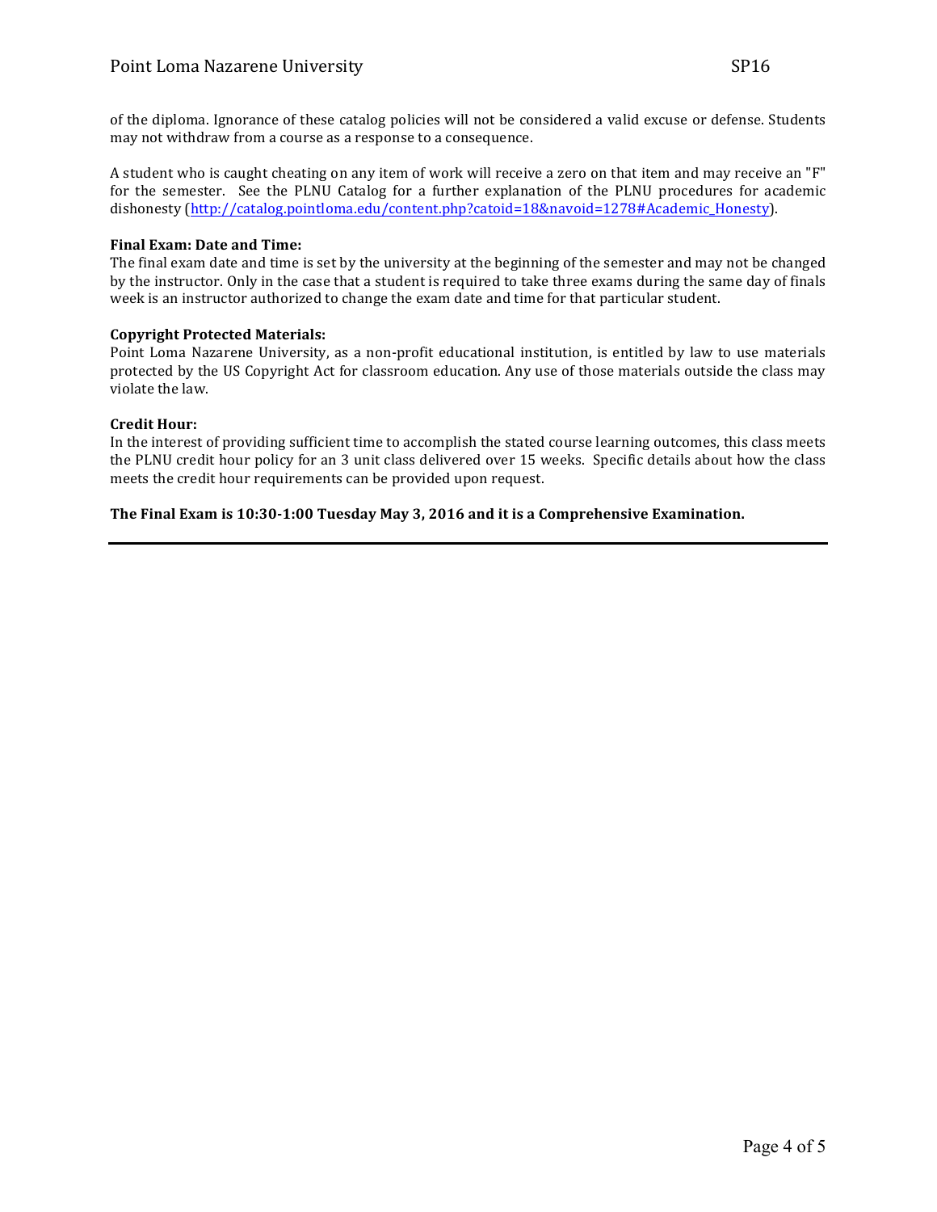of the diploma. Ignorance of these catalog policies will not be considered a valid excuse or defense. Students may not withdraw from a course as a response to a consequence.

A student who is caught cheating on any item of work will receive a zero on that item and may receive an "F" for the semester. See the PLNU Catalog for a further explanation of the PLNU procedures for academic dishonesty (http://catalog.pointloma.edu/content.php?catoid=18&navoid=1278#Academic_Honesty).

**Final Exam: Date and Time:**
The final exam date and time is set by the university at the beginning of the semester and may not be changed by the instructor. Only in the case that a student is required to take three exams during the same day of finals week is an instructor authorized to change the exam date and time for that particular student.

**Copyright Protected Materials:**
Point Loma Nazarene University, as a non-profit educational institution, is entitled by law to use materials protected by the US Copyright Act for classroom education. Any use of those materials outside the class may violate the law.

**Credit Hour:**
In the interest of providing sufficient time to accomplish the stated course learning outcomes, this class meets the PLNU credit hour policy for an 3 unit class delivered over 15 weeks. Specific details about how the class meets the credit hour requirements can be provided upon request.

**The Final Exam is 10:30-1:00 Tuesday May 3, 2016 and it is a Comprehensive Examination.**

---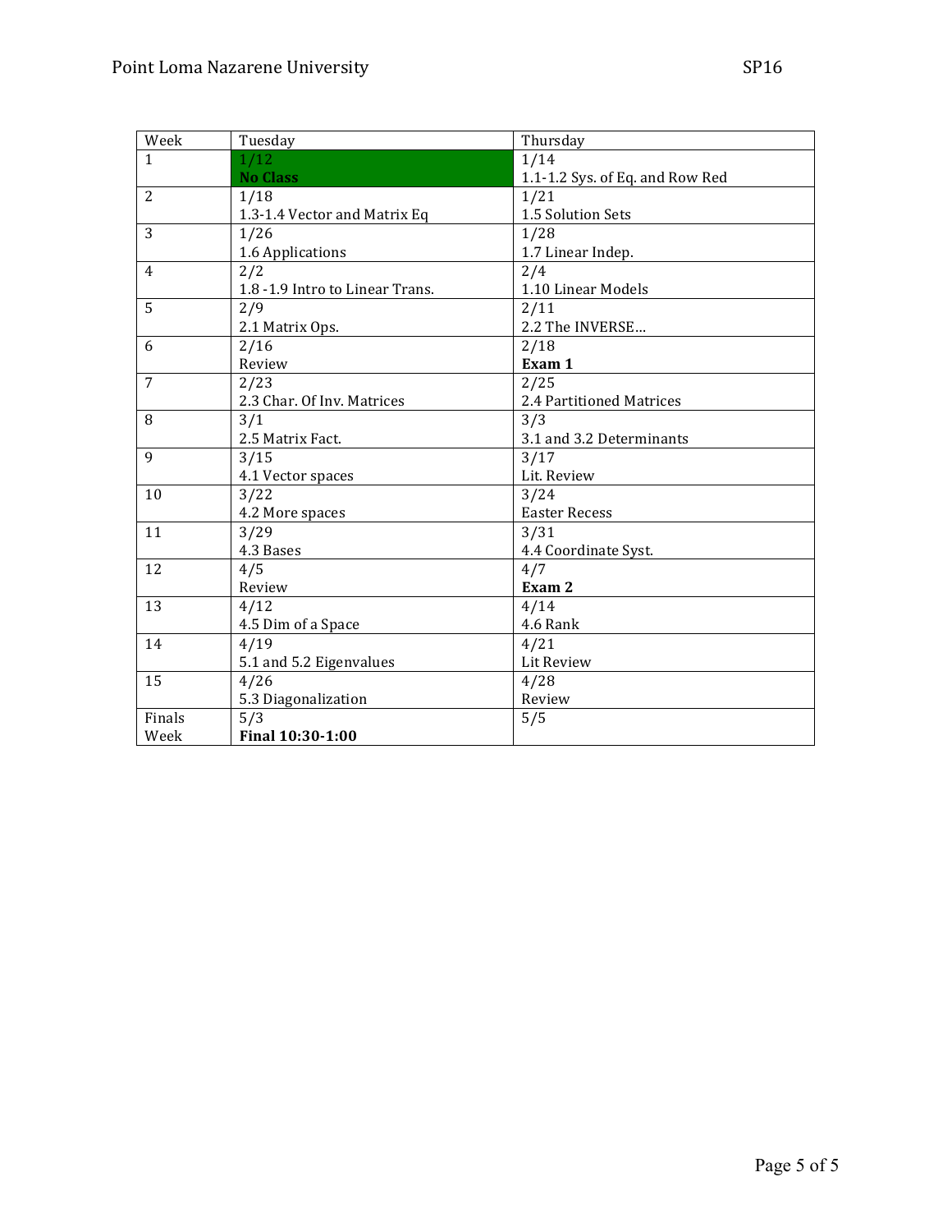| Week | Tuesday | Thursday |
|---|---|---|
| 1 | 1/12<br>**No Class** | 1/14<br>1.1-1.2 Sys. of Eq. and Row Red |
| 2 | 1/18<br>1.3-1.4 Vector and Matrix Eq | 1/21<br>1.5 Solution Sets |
| 3 | 1/26<br>1.6 Applications | 1/28<br>1.7 Linear Indep. |
| 4 | 2/2<br>1.8 -1.9 Intro to Linear Trans. | 2/4<br>1.10 Linear Models |
| 5 | 2/9<br>2.1 Matrix Ops. | 2/11<br>2.2 The INVERSE… |
| 6 | 2/16<br>Review | 2/18<br>**Exam 1** |
| 7 | 2/23<br>2.3 Char. Of Inv. Matrices | 2/25<br>2.4 Partitioned Matrices |
| 8 | 3/1<br>2.5 Matrix Fact. | 3/3<br>3.1 and 3.2 Determinants |
| 9 | 3/15<br>4.1 Vector spaces | 3/17<br>Lit. Review |
| 10 | 3/22<br>4.2 More spaces | 3/24<br>Easter Recess |
| 11 | 3/29<br>4.3 Bases | 3/31<br>4.4 Coordinate Syst. |
| 12 | 4/5<br>Review | 4/7<br>**Exam 2** |
| 13 | 4/12<br>4.5 Dim of a Space | 4/14<br>4.6 Rank |
| 14 | 4/19<br>5.1 and 5.2 Eigenvalues | 4/21<br>Lit Review |
| 15 | 4/26<br>5.3 Diagonalization | 4/28<br>Review |
| Finals Week | 5/3<br>**Final 10:30-1:00** | 5/5 |